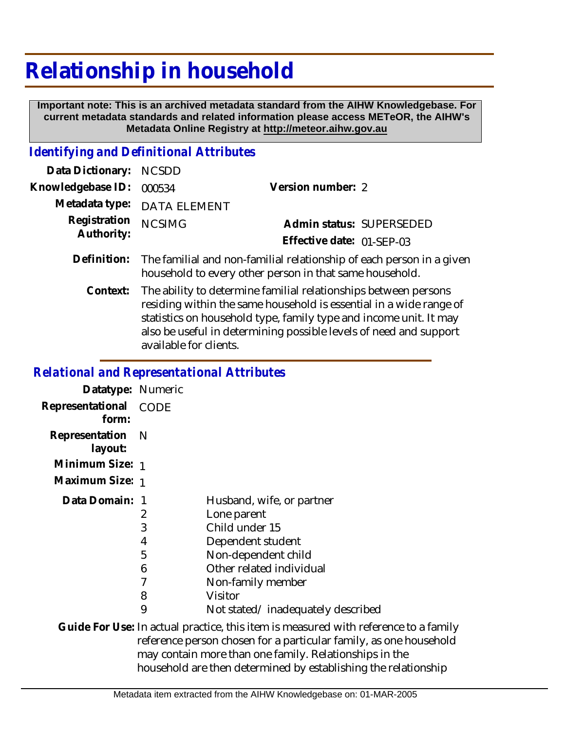# Relationship in household

**Important note: This is an archived metadata standard from the AIHW Knowledgebase. For current metadata standards and related information please access METeOR, the AIHW's Metadata Online Registry at http://meteor.aihw.gov.au**

## *Identifying and Definitional Attributes*

**Data Dictionary:** NCSDD

**Knowledgebase ID:** 000534

**Version number:** 2

**Metadata type:** DATA ELEMENT

**Registration Authority:** NCSIMG

**Admin status:** SUPERSEDED

**Effective date:** 01-SEP-03

**Definition:** The familial and non-familial relationship of each person in a given household to every other person in that same household.

**Context:** The ability to determine familial relationships between persons residing within the same household is essential in a wide range of statistics on household type, family type and income unit. It may also be useful in determining possible levels of need and support available for clients.

## *Relational and Representational Attributes*

**Datatype:** Numeric

**Representational form:** CODE

**Representation layout:** N

**Minimum Size:** 1

**Maximum Size:** 1

**Data Domain:**

| Code | Description |
|---|---|
| 1 | Husband, wife, or partner |
| 2 | Lone parent |
| 3 | Child under 15 |
| 4 | Dependent student |
| 5 | Non-dependent child |
| 6 | Other related individual |
| 7 | Non-family member |
| 8 | Visitor |
| 9 | Not stated/ inadequately described |

**Guide For Use:** In actual practice, this item is measured with reference to a family reference person chosen for a particular family, as one household may contain more than one family. Relationships in the household are then determined by establishing the relationship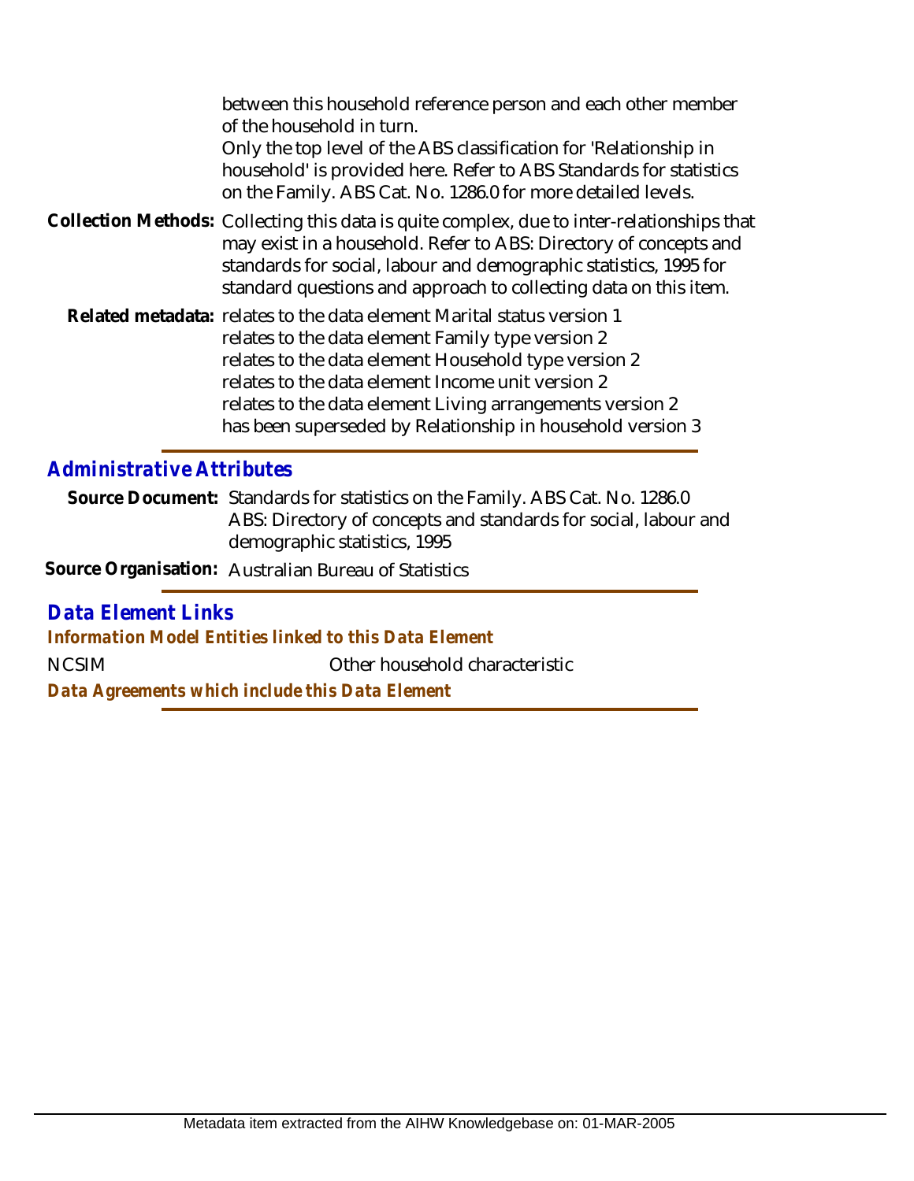between this household reference person and each other member of the household in turn.

Only the top level of the ABS classification for 'Relationship in household' is provided here. Refer to ABS Standards for statistics on the Family. ABS Cat. No. 1286.0 for more detailed levels.

**Collection Methods:** Collecting this data is quite complex, due to inter-relationships that may exist in a household. Refer to ABS: Directory of concepts and standards for social, labour and demographic statistics, 1995 for standard questions and approach to collecting data on this item.

**Related metadata:** relates to the data element Marital status version 1
relates to the data element Family type version 2
relates to the data element Household type version 2
relates to the data element Income unit version 2
relates to the data element Living arrangements version 2
has been superseded by Relationship in household version 3

## Administrative Attributes

**Source Document:** Standards for statistics on the Family. ABS Cat. No. 1286.0
ABS: Directory of concepts and standards for social, labour and demographic statistics, 1995

**Source Organisation:** Australian Bureau of Statistics

## Data Element Links

### Information Model Entities linked to this Data Element

NCSIM Other household characteristic

### Data Agreements which include this Data Element